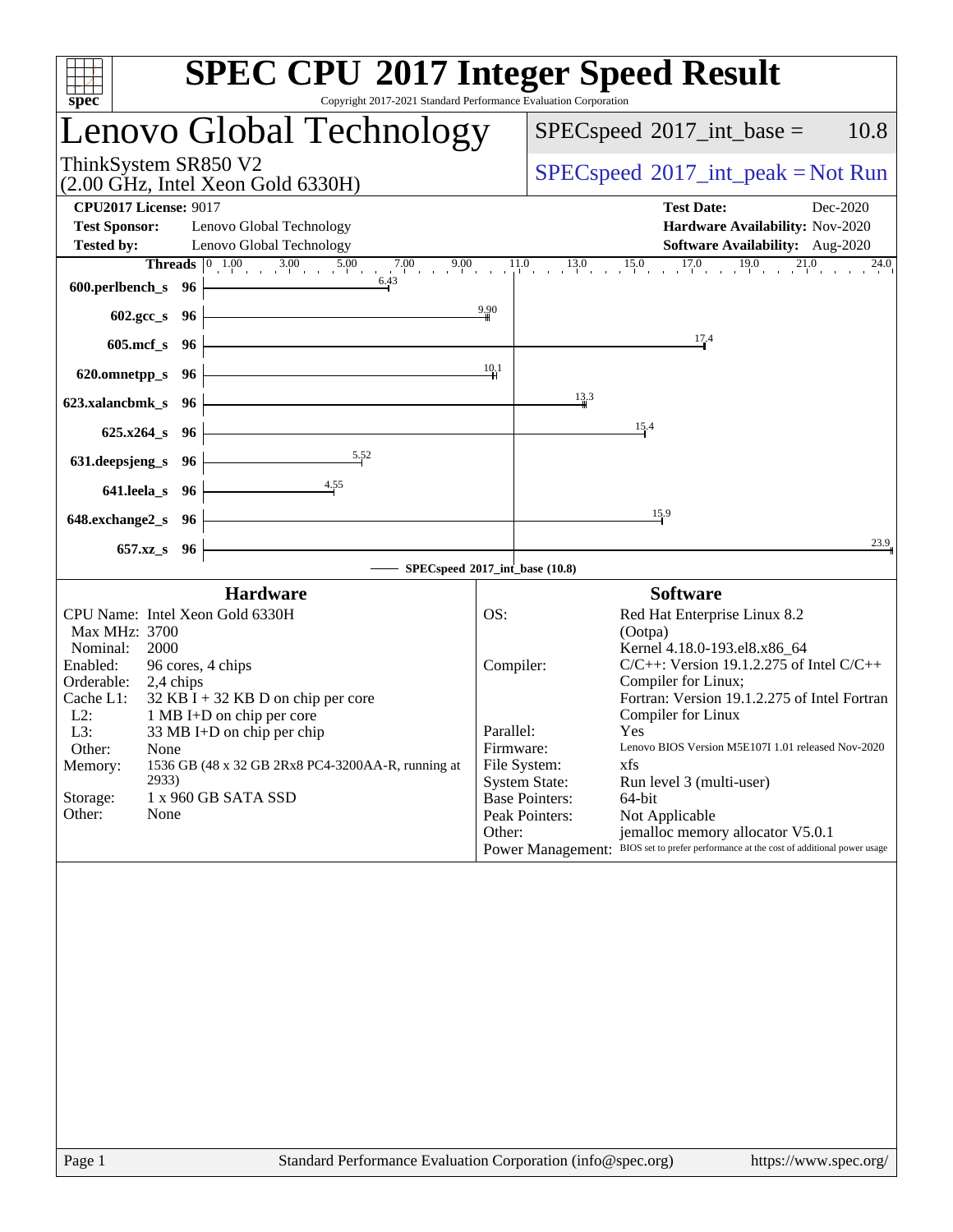# SPEC CPU 2017 Integer Speed Result

Copyright 2017-2021 Standard Performance Evaluation Corporation

## Lenovo Global Technology

ThinkSystem SR850 V2
(2.00 GHz, Intel Xeon Gold 6330H)

SPECspeed 2017_int_base = 10.8

SPECspeed 2017_int_peak = Not Run

**CPU2017 License:** 9017
**Test Sponsor:** Lenovo Global Technology
**Tested by:** Lenovo Global Technology

**Test Date:** Dec-2020
**Hardware Availability:** Nov-2020
**Software Availability:** Aug-2020

| Benchmark | Threads | Base |
|---|---|---|
| 600.perlbench_s | 96 | 6.43 |
| 602.gcc_s | 96 | 9.90 |
| 605.mcf_s | 96 | 17.4 |
| 620.omnetpp_s | 96 | 10.1 |
| 623.xalancbmk_s | 96 | 13.3 |
| 625.x264_s | 96 | 15.4 |
| 631.deepsjeng_s | 96 | 5.52 |
| 641.leela_s | 96 | 4.55 |
| 648.exchange2_s | 96 | 15.9 |
| 657.xz_s | 96 | 23.9 |

SPECspeed 2017_int_base (10.8)

### Hardware

| | |
|---|---|
| CPU Name: | Intel Xeon Gold 6330H |
| Max MHz: | 3700 |
| Nominal: | 2000 |
| Enabled: | 96 cores, 4 chips |
| Orderable: | 2,4 chips |
| Cache L1: | 32 KB I + 32 KB D on chip per core |
| L2: | 1 MB I+D on chip per core |
| L3: | 33 MB I+D on chip per chip |
| Other: | None |
| Memory: | 1536 GB (48 x 32 GB 2Rx8 PC4-3200AA-R, running at 2933) |
| Storage: | 1 x 960 GB SATA SSD |
| Other: | None |

### Software

| | |
|---|---|
| OS: | Red Hat Enterprise Linux 8.2 (Ootpa) Kernel 4.18.0-193.el8.x86_64 |
| Compiler: | C/C++: Version 19.1.2.275 of Intel C/C++ Compiler for Linux; Fortran: Version 19.1.2.275 of Intel Fortran Compiler for Linux |
| Parallel: | Yes |
| Firmware: | Lenovo BIOS Version M5E107I 1.01 released Nov-2020 |
| File System: | xfs |
| System State: | Run level 3 (multi-user) |
| Base Pointers: | 64-bit |
| Peak Pointers: | Not Applicable |
| Other: | jemalloc memory allocator V5.0.1 |
| Power Management: | BIOS set to prefer performance at the cost of additional power usage |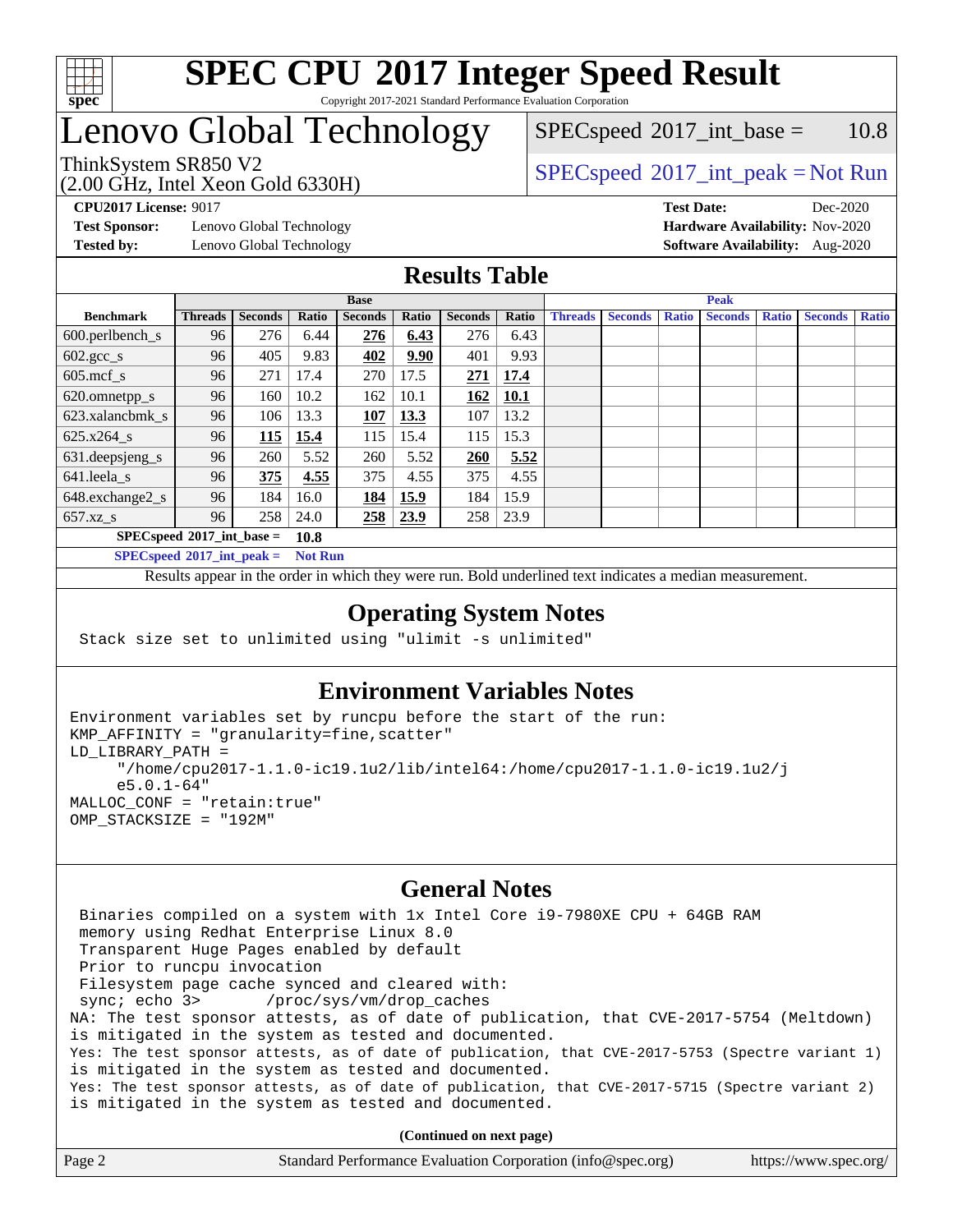# SPEC CPU 2017 Integer Speed Result

Copyright 2017-2021 Standard Performance Evaluation Corporation

# Lenovo Global Technology

ThinkSystem SR850 V2
(2.00 GHz, Intel Xeon Gold 6330H)

SPECspeed 2017_int_base = 10.8

SPECspeed 2017_int_peak = Not Run

**CPU2017 License:** 9017
**Test Sponsor:** Lenovo Global Technology
**Tested by:** Lenovo Global Technology

**Test Date:** Dec-2020
**Hardware Availability:** Nov-2020
**Software Availability:** Aug-2020

## Results Table

| Benchmark | Base | | | | | | | Peak | | | | | | |
|---|---|---|---|---|---|---|---|---|---|---|---|---|---|---|
| | Threads | Seconds | Ratio | Seconds | Ratio | Seconds | Ratio | Threads | Seconds | Ratio | Seconds | Ratio | Seconds | Ratio |
| 600.perlbench_s | 96 | 276 | 6.44 | **276** | **6.43** | 276 | 6.43 | | | | | | | |
| 602.gcc_s | 96 | 405 | 9.83 | **402** | **9.90** | 401 | 9.93 | | | | | | | |
| 605.mcf_s | 96 | 271 | 17.4 | 270 | 17.5 | **271** | **17.4** | | | | | | | |
| 620.omnetpp_s | 96 | 160 | 10.2 | 162 | 10.1 | **162** | **10.1** | | | | | | | |
| 623.xalancbmk_s | 96 | 106 | 13.3 | **107** | **13.3** | 107 | 13.2 | | | | | | | |
| 625.x264_s | 96 | **115** | **15.4** | 115 | 15.4 | 115 | 15.3 | | | | | | | |
| 631.deepsjeng_s | 96 | 260 | 5.52 | 260 | 5.52 | **260** | **5.52** | | | | | | | |
| 641.leela_s | 96 | **375** | **4.55** | 375 | 4.55 | 375 | 4.55 | | | | | | | |
| 648.exchange2_s | 96 | 184 | 16.0 | **184** | **15.9** | 184 | 15.9 | | | | | | | |
| 657.xz_s | 96 | 258 | 24.0 | **258** | **23.9** | 258 | 23.9 | | | | | | | |

**SPECspeed 2017_int_base = 10.8**

**SPECspeed 2017_int_peak = Not Run**

Results appear in the order in which they were run. Bold underlined text indicates a median measurement.

## Operating System Notes

```
Stack size set to unlimited using "ulimit -s unlimited"
```

## Environment Variables Notes

```
Environment variables set by runcpu before the start of the run:
KMP_AFFINITY = "granularity=fine,scatter"
LD_LIBRARY_PATH =
     "/home/cpu2017-1.1.0-ic19.1u2/lib/intel64:/home/cpu2017-1.1.0-ic19.1u2/j
     e5.0.1-64"
MALLOC_CONF = "retain:true"
OMP_STACKSIZE = "192M"
```

## General Notes

```
 Binaries compiled on a system with 1x Intel Core i9-7980XE CPU + 64GB RAM
 memory using Redhat Enterprise Linux 8.0
 Transparent Huge Pages enabled by default
 Prior to runcpu invocation
 Filesystem page cache synced and cleared with:
 sync; echo 3>       /proc/sys/vm/drop_caches
NA: The test sponsor attests, as of date of publication, that CVE-2017-5754 (Meltdown)
is mitigated in the system as tested and documented.
Yes: The test sponsor attests, as of date of publication, that CVE-2017-5753 (Spectre variant 1)
is mitigated in the system as tested and documented.
Yes: The test sponsor attests, as of date of publication, that CVE-2017-5715 (Spectre variant 2)
is mitigated in the system as tested and documented.
```

**(Continued on next page)**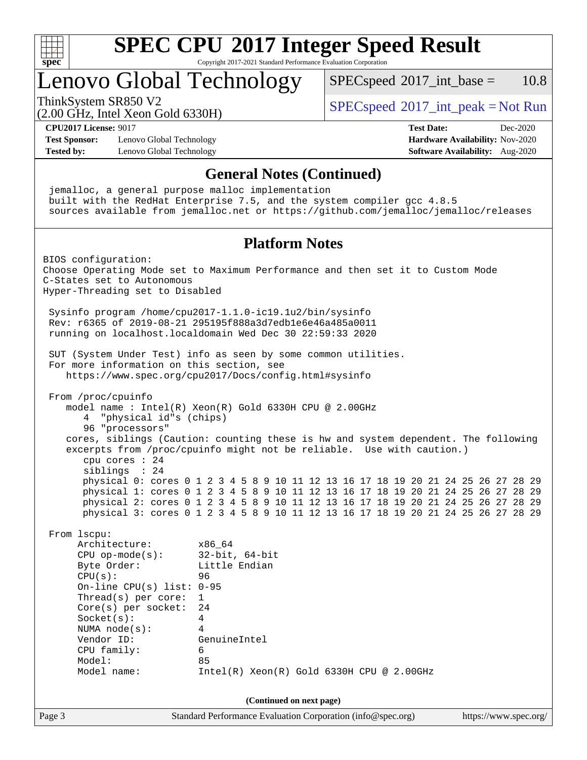# SPEC CPU 2017 Integer Speed Result

Copyright 2017-2021 Standard Performance Evaluation Corporation

# Lenovo Global Technology

ThinkSystem SR850 V2
(2.00 GHz, Intel Xeon Gold 6330H)

SPECspeed 2017_int_base = 10.8

SPECspeed 2017_int_peak = Not Run

**CPU2017 License:** 9017
**Test Sponsor:** Lenovo Global Technology
**Tested by:** Lenovo Global Technology

**Test Date:** Dec-2020
**Hardware Availability:** Nov-2020
**Software Availability:** Aug-2020

## General Notes (Continued)

```
jemalloc, a general purpose malloc implementation
built with the RedHat Enterprise 7.5, and the system compiler gcc 4.8.5
sources available from jemalloc.net or https://github.com/jemalloc/jemalloc/releases
```

## Platform Notes

```
BIOS configuration:
Choose Operating Mode set to Maximum Performance and then set it to Custom Mode
C-States set to Autonomous
Hyper-Threading set to Disabled

 Sysinfo program /home/cpu2017-1.1.0-ic19.1u2/bin/sysinfo
 Rev: r6365 of 2019-08-21 295195f888a3d7edb1e6e46a485a0011
 running on localhost.localdomain Wed Dec 30 22:59:33 2020

 SUT (System Under Test) info as seen by some common utilities.
 For more information on this section, see
    https://www.spec.org/cpu2017/Docs/config.html#sysinfo

 From /proc/cpuinfo
    model name : Intel(R) Xeon(R) Gold 6330H CPU @ 2.00GHz
       4  "physical id"s (chips)
       96 "processors"
    cores, siblings (Caution: counting these is hw and system dependent. The following
    excerpts from /proc/cpuinfo might not be reliable.  Use with caution.)
       cpu cores : 24
       siblings  : 24
       physical 0: cores 0 1 2 3 4 5 8 9 10 11 12 13 16 17 18 19 20 21 24 25 26 27 28 29
       physical 1: cores 0 1 2 3 4 5 8 9 10 11 12 13 16 17 18 19 20 21 24 25 26 27 28 29
       physical 2: cores 0 1 2 3 4 5 8 9 10 11 12 13 16 17 18 19 20 21 24 25 26 27 28 29
       physical 3: cores 0 1 2 3 4 5 8 9 10 11 12 13 16 17 18 19 20 21 24 25 26 27 28 29

 From lscpu:
      Architecture:        x86_64
      CPU op-mode(s):      32-bit, 64-bit
      Byte Order:          Little Endian
      CPU(s):              96
      On-line CPU(s) list: 0-95
      Thread(s) per core:  1
      Core(s) per socket:  24
      Socket(s):           4
      NUMA node(s):        4
      Vendor ID:           GenuineIntel
      CPU family:          6
      Model:               85
      Model name:          Intel(R) Xeon(R) Gold 6330H CPU @ 2.00GHz
```

**(Continued on next page)**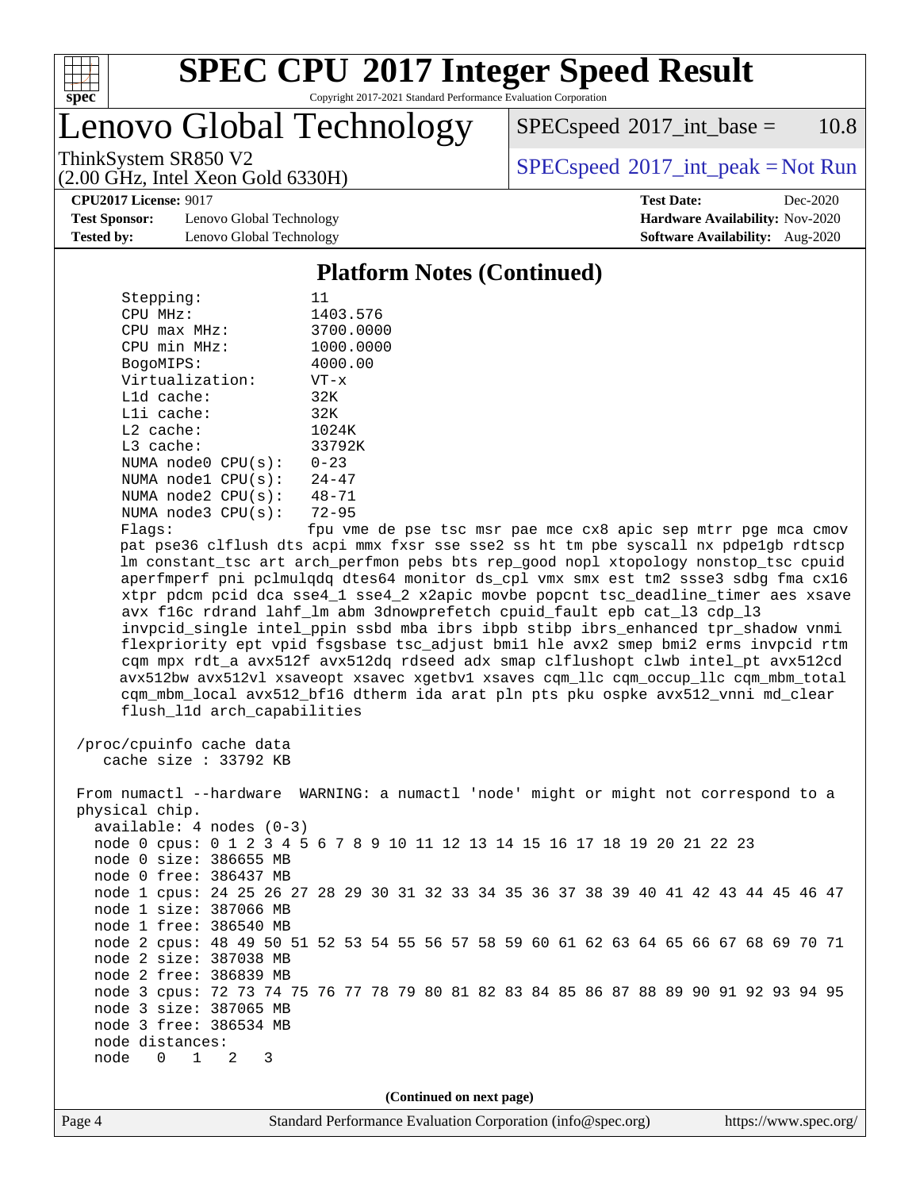# SPEC CPU 2017 Integer Speed Result

Copyright 2017-2021 Standard Performance Evaluation Corporation

## Lenovo Global Technology

ThinkSystem SR850 V2
(2.00 GHz, Intel Xeon Gold 6330H)

SPECspeed 2017_int_base = 10.8

SPECspeed 2017_int_peak = Not Run

**CPU2017 License:** 9017
**Test Sponsor:** Lenovo Global Technology
**Tested by:** Lenovo Global Technology

**Test Date:** Dec-2020
**Hardware Availability:** Nov-2020
**Software Availability:** Aug-2020

### Platform Notes (Continued)

```
     Stepping:            11
     CPU MHz:             1403.576
     CPU max MHz:         3700.0000
     CPU min MHz:         1000.0000
     BogoMIPS:            4000.00
     Virtualization:      VT-x
     L1d cache:           32K
     L1i cache:           32K
     L2 cache:            1024K
     L3 cache:            33792K
     NUMA node0 CPU(s):   0-23
     NUMA node1 CPU(s):   24-47
     NUMA node2 CPU(s):   48-71
     NUMA node3 CPU(s):   72-95
     Flags:               fpu vme de pse tsc msr pae mce cx8 apic sep mtrr pge mca cmov
     pat pse36 clflush dts acpi mmx fxsr sse sse2 ss ht tm pbe syscall nx pdpe1gb rdtscp
     lm constant_tsc art arch_perfmon pebs bts rep_good nopl xtopology nonstop_tsc cpuid
     aperfmperf pni pclmulqdq dtes64 monitor ds_cpl vmx smx est tm2 ssse3 sdbg fma cx16
     xtpr pdcm pcid dca sse4_1 sse4_2 x2apic movbe popcnt tsc_deadline_timer aes xsave
     avx f16c rdrand lahf_lm abm 3dnowprefetch cpuid_fault epb cat_l3 cdp_l3
     invpcid_single intel_ppin ssbd mba ibrs ibpb stibp ibrs_enhanced tpr_shadow vnmi
     flexpriority ept vpid fsgsbase tsc_adjust bmi1 hle avx2 smep bmi2 erms invpcid rtm
     cqm mpx rdt_a avx512f avx512dq rdseed adx smap clflushopt clwb intel_pt avx512cd
     avx512bw avx512vl xsaveopt xsavec xgetbv1 xsaves cqm_llc cqm_occup_llc cqm_mbm_total
     cqm_mbm_local avx512_bf16 dtherm ida arat pln pts pku ospke avx512_vnni md_clear
     flush_l1d arch_capabilities

 /proc/cpuinfo cache data
    cache size : 33792 KB

 From numactl --hardware  WARNING: a numactl 'node' might or might not correspond to a
 physical chip.
   available: 4 nodes (0-3)
   node 0 cpus: 0 1 2 3 4 5 6 7 8 9 10 11 12 13 14 15 16 17 18 19 20 21 22 23
   node 0 size: 386655 MB
   node 0 free: 386437 MB
   node 1 cpus: 24 25 26 27 28 29 30 31 32 33 34 35 36 37 38 39 40 41 42 43 44 45 46 47
   node 1 size: 387066 MB
   node 1 free: 386540 MB
   node 2 cpus: 48 49 50 51 52 53 54 55 56 57 58 59 60 61 62 63 64 65 66 67 68 69 70 71
   node 2 size: 387038 MB
   node 2 free: 386839 MB
   node 3 cpus: 72 73 74 75 76 77 78 79 80 81 82 83 84 85 86 87 88 89 90 91 92 93 94 95
   node 3 size: 387065 MB
   node 3 free: 386534 MB
   node distances:
   node   0   1   2   3
```

(Continued on next page)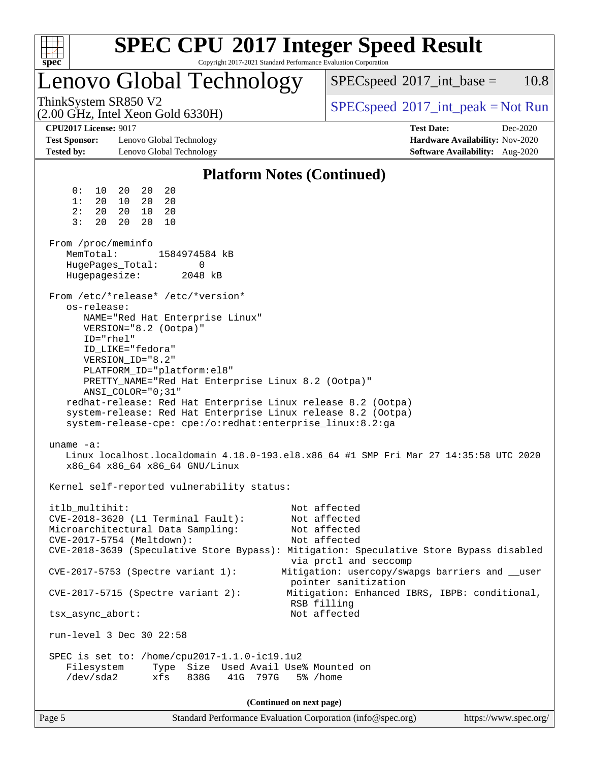# SPEC CPU 2017 Integer Speed Result

Copyright 2017-2021 Standard Performance Evaluation Corporation

## Lenovo Global Technology

ThinkSystem SR850 V2
(2.00 GHz, Intel Xeon Gold 6330H)

SPECspeed 2017_int_base = 10.8

SPECspeed 2017_int_peak = Not Run

**CPU2017 License:** 9017
**Test Sponsor:** Lenovo Global Technology
**Tested by:** Lenovo Global Technology

**Test Date:** Dec-2020
**Hardware Availability:** Nov-2020
**Software Availability:** Aug-2020

### Platform Notes (Continued)

```
     0:  10  20  20  20
     1:  20  10  20  20
     2:  20  20  10  20
     3:  20  20  20  10

 From /proc/meminfo
    MemTotal:       1584974584 kB
    HugePages_Total:       0
    Hugepagesize:       2048 kB

 From /etc/*release* /etc/*version*
    os-release:
       NAME="Red Hat Enterprise Linux"
       VERSION="8.2 (Ootpa)"
       ID="rhel"
       ID_LIKE="fedora"
       VERSION_ID="8.2"
       PLATFORM_ID="platform:el8"
       PRETTY_NAME="Red Hat Enterprise Linux 8.2 (Ootpa)"
       ANSI_COLOR="0;31"
    redhat-release: Red Hat Enterprise Linux release 8.2 (Ootpa)
    system-release: Red Hat Enterprise Linux release 8.2 (Ootpa)
    system-release-cpe: cpe:/o:redhat:enterprise_linux:8.2:ga

 uname -a:
    Linux localhost.localdomain 4.18.0-193.el8.x86_64 #1 SMP Fri Mar 27 14:35:58 UTC 2020
    x86_64 x86_64 x86_64 GNU/Linux

 Kernel self-reported vulnerability status:

 itlb_multihit:                                         Not affected
 CVE-2018-3620 (L1 Terminal Fault):                     Not affected
 Microarchitectural Data Sampling:                      Not affected
 CVE-2017-5754 (Meltdown):                              Not affected
 CVE-2018-3639 (Speculative Store Bypass): Mitigation: Speculative Store Bypass disabled
                                                        via prctl and seccomp
 CVE-2017-5753 (Spectre variant 1):                   Mitigation: usercopy/swapgs barriers and __user
                                                        pointer sanitization
 CVE-2017-5715 (Spectre variant 2):                    Mitigation: Enhanced IBRS, IBPB: conditional,
                                                        RSB filling
 tsx_async_abort:                                       Not affected

 run-level 3 Dec 30 22:58

 SPEC is set to: /home/cpu2017-1.1.0-ic19.1u2
    Filesystem     Type  Size  Used Avail Use% Mounted on
    /dev/sda2      xfs   838G   41G  797G   5% /home
```

(Continued on next page)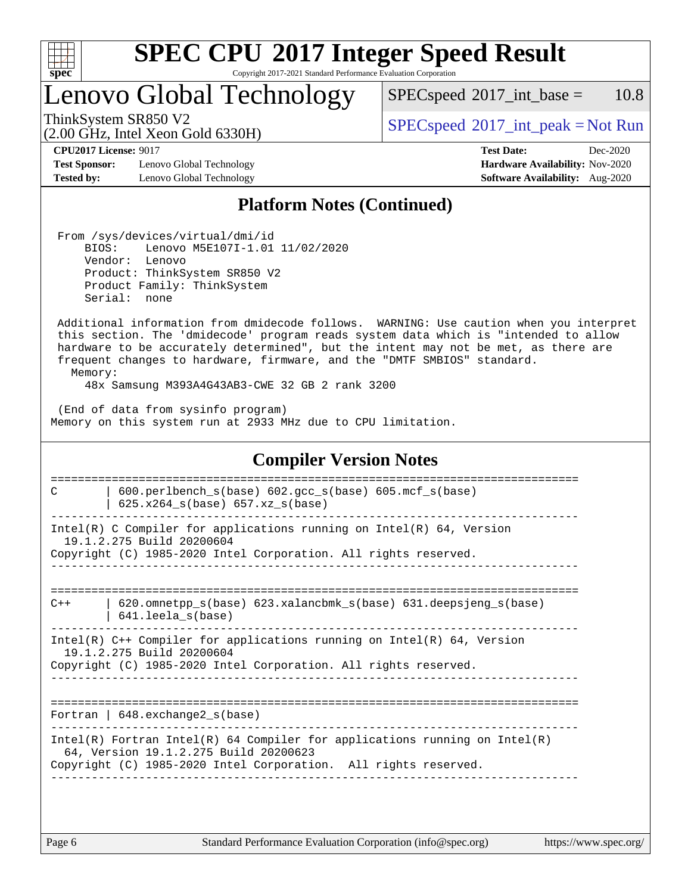# SPEC CPU 2017 Integer Speed Result

Copyright 2017-2021 Standard Performance Evaluation Corporation

## Lenovo Global Technology

ThinkSystem SR850 V2
(2.00 GHz, Intel Xeon Gold 6330H)

SPECspeed 2017_int_base = 10.8

SPECspeed 2017_int_peak = Not Run

**CPU2017 License:** 9017
**Test Sponsor:** Lenovo Global Technology
**Tested by:** Lenovo Global Technology

**Test Date:** Dec-2020
**Hardware Availability:** Nov-2020
**Software Availability:** Aug-2020

### Platform Notes (Continued)

```
 From /sys/devices/virtual/dmi/id
     BIOS:    Lenovo M5E107I-1.01 11/02/2020
     Vendor:  Lenovo
     Product: ThinkSystem SR850 V2
     Product Family: ThinkSystem
     Serial:  none

 Additional information from dmidecode follows.  WARNING: Use caution when you interpret
 this section. The 'dmidecode' program reads system data which is "intended to allow
 hardware to be accurately determined", but the intent may not be met, as there are
 frequent changes to hardware, firmware, and the "DMTF SMBIOS" standard.
   Memory:
     48x Samsung M393A4G43AB3-CWE 32 GB 2 rank 3200

 (End of data from sysinfo program)
Memory on this system run at 2933 MHz due to CPU limitation.
```

### Compiler Version Notes

```
==============================================================================
C       | 600.perlbench_s(base) 602.gcc_s(base) 605.mcf_s(base)
        | 625.x264_s(base) 657.xz_s(base)
------------------------------------------------------------------------------
Intel(R) C Compiler for applications running on Intel(R) 64, Version
  19.1.2.275 Build 20200604
Copyright (C) 1985-2020 Intel Corporation. All rights reserved.
------------------------------------------------------------------------------

==============================================================================
C++     | 620.omnetpp_s(base) 623.xalancbmk_s(base) 631.deepsjeng_s(base)
        | 641.leela_s(base)
------------------------------------------------------------------------------
Intel(R) C++ Compiler for applications running on Intel(R) 64, Version
  19.1.2.275 Build 20200604
Copyright (C) 1985-2020 Intel Corporation. All rights reserved.
------------------------------------------------------------------------------

==============================================================================
Fortran | 648.exchange2_s(base)
------------------------------------------------------------------------------
Intel(R) Fortran Intel(R) 64 Compiler for applications running on Intel(R)
  64, Version 19.1.2.275 Build 20200623
Copyright (C) 1985-2020 Intel Corporation.  All rights reserved.
------------------------------------------------------------------------------
```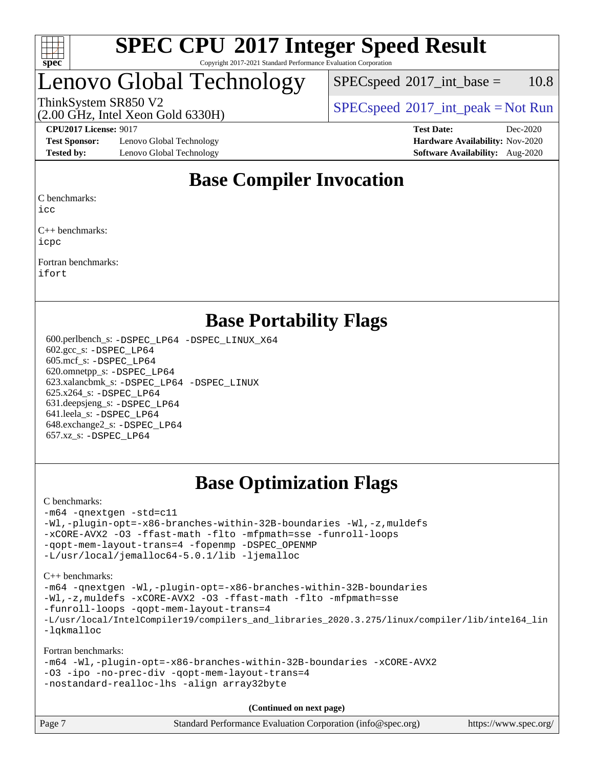# SPEC CPU 2017 Integer Speed Result

Copyright 2017-2021 Standard Performance Evaluation Corporation

# Lenovo Global Technology

ThinkSystem SR850 V2
(2.00 GHz, Intel Xeon Gold 6330H)

SPECspeed 2017_int_base = 10.8

SPECspeed 2017_int_peak = Not Run

**CPU2017 License:** 9017
**Test Sponsor:** Lenovo Global Technology
**Tested by:** Lenovo Global Technology

**Test Date:** Dec-2020
**Hardware Availability:** Nov-2020
**Software Availability:** Aug-2020

## Base Compiler Invocation

C benchmarks:
```
icc
```

C++ benchmarks:
```
icpc
```

Fortran benchmarks:
```
ifort
```

## Base Portability Flags

600.perlbench_s: `-DSPEC_LP64 -DSPEC_LINUX_X64`
602.gcc_s: `-DSPEC_LP64`
605.mcf_s: `-DSPEC_LP64`
620.omnetpp_s: `-DSPEC_LP64`
623.xalancbmk_s: `-DSPEC_LP64 -DSPEC_LINUX`
625.x264_s: `-DSPEC_LP64`
631.deepsjeng_s: `-DSPEC_LP64`
641.leela_s: `-DSPEC_LP64`
648.exchange2_s: `-DSPEC_LP64`
657.xz_s: `-DSPEC_LP64`

## Base Optimization Flags

C benchmarks:
```
-m64 -qnextgen -std=c11
-Wl,-plugin-opt=-x86-branches-within-32B-boundaries -Wl,-z,muldefs
-xCORE-AVX2 -O3 -ffast-math -flto -mfpmath=sse -funroll-loops
-qopt-mem-layout-trans=4 -fopenmp -DSPEC_OPENMP
-L/usr/local/jemalloc64-5.0.1/lib -ljemalloc
```

C++ benchmarks:
```
-m64 -qnextgen -Wl,-plugin-opt=-x86-branches-within-32B-boundaries
-Wl,-z,muldefs -xCORE-AVX2 -O3 -ffast-math -flto -mfpmath=sse
-funroll-loops -qopt-mem-layout-trans=4
-L/usr/local/IntelCompiler19/compilers_and_libraries_2020.3.275/linux/compiler/lib/intel64_lin
-lqkmalloc
```

Fortran benchmarks:
```
-m64 -Wl,-plugin-opt=-x86-branches-within-32B-boundaries -xCORE-AVX2
-O3 -ipo -no-prec-div -qopt-mem-layout-trans=4
-nostandard-realloc-lhs -align array32byte
```

**(Continued on next page)**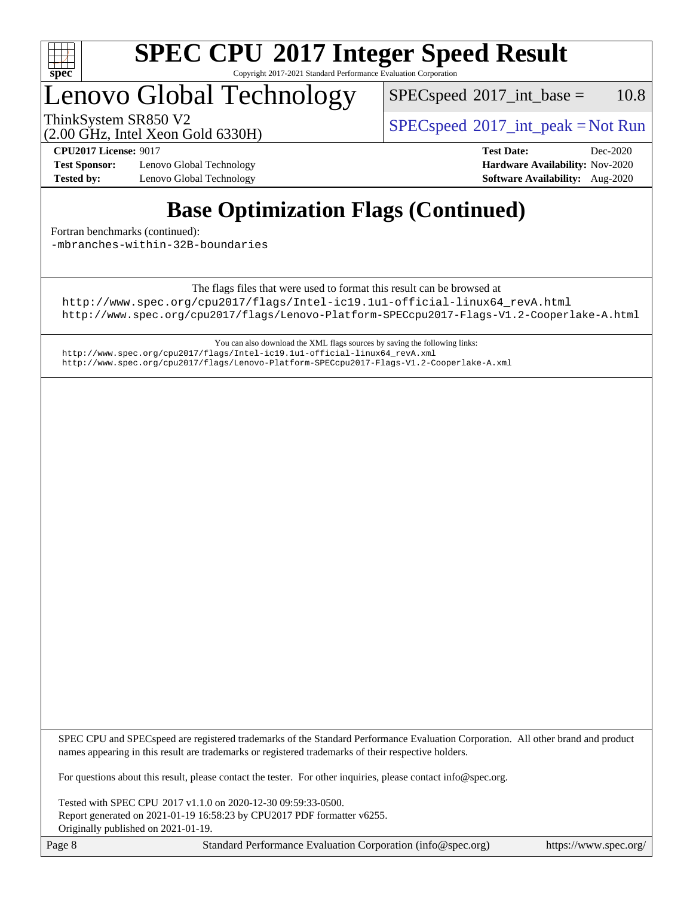# Base Optimization Flags (Continued)

Fortran benchmarks (continued):

-mbranches-within-32B-boundaries

The flags files that were used to format this result can be browsed at

http://www.spec.org/cpu2017/flags/Intel-ic19.1u1-official-linux64_revA.html
http://www.spec.org/cpu2017/flags/Lenovo-Platform-SPECcpu2017-Flags-V1.2-Cooperlake-A.html

You can also download the XML flags sources by saving the following links:

http://www.spec.org/cpu2017/flags/Intel-ic19.1u1-official-linux64_revA.xml
http://www.spec.org/cpu2017/flags/Lenovo-Platform-SPECcpu2017-Flags-V1.2-Cooperlake-A.xml

SPEC CPU and SPECspeed are registered trademarks of the Standard Performance Evaluation Corporation. All other brand and product names appearing in this result are trademarks or registered trademarks of their respective holders.

For questions about this result, please contact the tester. For other inquiries, please contact info@spec.org.

Tested with SPEC CPU 2017 v1.1.0 on 2020-12-30 09:59:33-0500.
Report generated on 2021-01-19 16:58:23 by CPU2017 PDF formatter v6255.
Originally published on 2021-01-19.